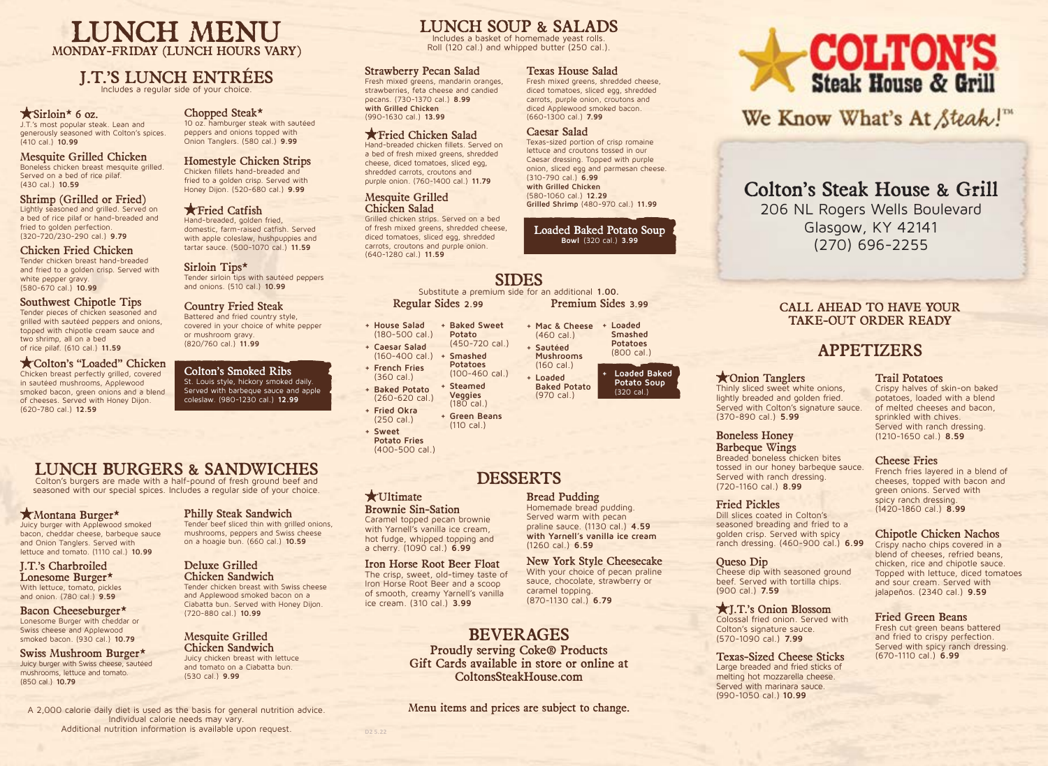# LUNCH MENU

MONDAY-FRIDAY (LUNCH HOURS VARY)

## J.T.'S LUNCH ENTRÉES

Includes a regular side of your choice.

### ★Sirloin* 6 oz.

J.T.'s most popular steak. Lean and generously seasoned with Colton's spices. (410 cal.) **10.99**

### Mesquite Grilled Chicken

Boneless chicken breast mesquite grilled. Served on a bed of rice pilaf. (430 cal.) **10.59**

### Shrimp (Grilled or Fried)

Lightly seasoned and grilled. Served on a bed of rice pilaf or hand-breaded and fried to golden perfection. (320-720/230-290 cal.) **9.79**

### Chicken Fried Chicken

Tender chicken breast hand-breaded and fried to a golden crisp. Served with white pepper gravy. (580-670 cal.) **10.99**

### Southwest Chipotle Tips

Tender pieces of chicken seasoned and grilled with sautéed peppers and onions, topped with chipotle cream sauce and two shrimp, all on a bed of rice pilaf. (610 cal.) **11.59**

### ★Colton's "Loaded" Chicken

Chicken breast perfectly grilled, covered in sautéed mushrooms, Applewood smoked bacon, green onions and a blend of cheeses. Served with Honey Dijon. (620-780 cal.) **12.59**

### Chopped Steak*

10 oz. hamburger steak with sautéed peppers and onions topped with Onion Tanglers. (580 cal.) **9.99**

### Homestyle Chicken Strips

Chicken fillets hand-breaded and fried to a golden crisp. Served with Honey Dijon. (520-680 cal.) **9.99**

### ★Fried Catfish

Hand-breaded, golden fried, domestic, farm-raised catfish. Served with apple coleslaw, hushpuppies and tartar sauce. (500-1070 cal.) **11.59**

### Sirloin Tips*

Tender sirloin tips with sautéed peppers and onions. (510 cal.) **10.99**

### Country Fried Steak

Battered and fried country style, covered in your choice of white pepper or mushroom gravy. (820/760 cal.) **11.99**

### Colton's Smoked Ribs

St. Louis style, hickory smoked daily. Served with barbeque sauce and apple coleslaw. (980-1230 cal.) **12.99**

## LUNCH BURGERS & SANDWICHES

Colton's burgers are made with a half-pound of fresh ground beef and seasoned with our special spices. Includes a regular side of your choice.

### ★Montana Burger*

Juicy burger with Applewood smoked bacon, cheddar cheese, barbeque sauce and Onion Tanglers. Served with lettuce and tomato. (1110 cal.) **10.99**

### J.T.'s Charbroiled Lonesome Burger*

With lettuce, tomato, pickles and onion. (780 cal.) **9.59**

### Bacon Cheeseburger*

Lonesome Burger with cheddar or Swiss cheese and Applewood smoked bacon. (930 cal.) **10.79**

### Swiss Mushroom Burger*

Juicy burger with Swiss cheese, sautéed mushrooms, lettuce and tomato. (850 cal.) **10.79**

### Philly Steak Sandwich

Tender beef sliced thin with grilled onions, mushrooms, peppers and Swiss cheese on a hoagie bun. (660 cal.) **10.59**

### Deluxe Grilled Chicken Sandwich

Tender chicken breast with Swiss cheese and Applewood smoked bacon on a Ciabatta bun. Served with Honey Dijon. (720-880 cal.) **10.99**

### Mesquite Grilled Chicken Sandwich

Juicy chicken breast with lettuce and tomato on a Ciabatta bun. (530 cal.) **9.99**

A 2,000 calorie daily diet is used as the basis for general nutrition advice. Individual calorie needs may vary. Additional nutrition information is available upon request.

## LUNCH SOUP & SALADS

Includes a basket of homemade yeast rolls. Roll (120 cal.) and whipped butter (250 cal.).

### Strawberry Pecan Salad

Fresh mixed greens, mandarin oranges, strawberries, feta cheese and candied pecans. (730-1370 cal.) **8.99**
**with Grilled Chicken** (990-1630 cal.) **13.99**

### ★Fried Chicken Salad

Hand-breaded fried chicken fillets. Served on a bed of fresh mixed greens, shredded cheese, diced tomatoes, sliced egg, shredded carrots, croutons and purple onion. (760-1400 cal.) **11.79**

### Mesquite Grilled Chicken Salad

Grilled chicken strips. Served on a bed of fresh mixed greens, shredded cheese, diced tomatoes, sliced egg, shredded carrots, croutons and purple onion. (640-1280 cal.) **11.59**

### Texas House Salad

Fresh mixed greens, shredded cheese, diced tomatoes, sliced egg, shredded carrots, purple onion, croutons and diced Applewood smoked bacon. (660-1300 cal.) **7.99**

### Caesar Salad

Texas-sized portion of crisp romaine lettuce and croutons tossed in our Caesar dressing. Topped with purple onion, sliced egg and parmesan cheese. (310-790 cal.) **6.99**
**with Grilled Chicken** (580-1060 cal.) **12.29**
**Grilled Shrimp** (480-970 cal.) **11.99**

### Loaded Baked Potato Soup

**Bowl** (320 cal.) **3.99**

## SIDES

Substitute a premium side for an additional **1.00**.

### Regular Sides 2.99

- House Salad (180-500 cal.)
- Caesar Salad (160-400 cal.)
- French Fries (360 cal.)
- Baked Potato (260-620 cal.)
- Fried Okra (250 cal.)
- Sweet Potato Fries (400-500 cal.)
- Baked Sweet Potato (450-720 cal.)
- Smashed Potatoes (100-460 cal.)
- Steamed Veggies (180 cal.)
- Green Beans (110 cal.)

### Premium Sides 3.99

- Mac & Cheese (460 cal.)
- Sautéed Mushrooms (160 cal.)
- Loaded Baked Potato (970 cal.)
- Loaded Smashed Potatoes (800 cal.)
- Loaded Baked Potato Soup (320 cal.)

## DESSERTS

### ★Ultimate Brownie Sin-Sation

Caramel topped pecan brownie with Yarnell's vanilla ice cream, hot fudge, whipped topping and a cherry. (1090 cal.) **6.99**

### Iron Horse Root Beer Float

The crisp, sweet, old-timey taste of Iron Horse Root Beer and a scoop of smooth, creamy Yarnell's vanilla ice cream. (310 cal.) **3.99**

### Bread Pudding

Homemade bread pudding. Served warm with pecan praline sauce. (1130 cal.) **4.59**
**with Yarnell's vanilla ice cream** (1260 cal.) **6.59**

### New York Style Cheesecake

With your choice of pecan praline sauce, chocolate, strawberry or caramel topping. (870-1130 cal.) **6.79**

## BEVERAGES

**Proudly serving Coke® Products**
**Gift Cards available in store or online at ColtonsSteakHouse.com**

Menu items and prices are subject to change.

D2.5.22

# COLTON'S Steak House & Grill

We Know What's At Steak!™

## Colton's Steak House & Grill

206 NL Rogers Wells Boulevard
Glasgow, KY 42141
(270) 696-2255

CALL AHEAD TO HAVE YOUR TAKE-OUT ORDER READY

## APPETIZERS

### ★Onion Tanglers

Thinly sliced sweet white onions, lightly breaded and golden fried. Served with Colton's signature sauce. (370-890 cal.) **5.99**

### Boneless Honey Barbeque Wings

Breaded boneless chicken bites tossed in our honey barbeque sauce. Served with ranch dressing. (720-1160 cal.) **8.99**

### Fried Pickles

Dill slices coated in Colton's seasoned breading and fried to a golden crisp. Served with spicy ranch dressing. (460-900 cal.) **6.99**

### Queso Dip

Cheese dip with seasoned ground beef. Served with tortilla chips. (900 cal.) **7.59**

### ★J.T.'s Onion Blossom

Colossal fried onion. Served with Colton's signature sauce. (570-1090 cal.) **7.99**

### Texas-Sized Cheese Sticks

Large breaded and fried sticks of melting hot mozzarella cheese. Served with marinara sauce. (990-1050 cal.) **10.99**

### Trail Potatoes

Crispy halves of skin-on baked potatoes, loaded with a blend of melted cheeses and bacon, sprinkled with chives. Served with ranch dressing. (1210-1650 cal.) **8.59**

### Cheese Fries

French fries layered in a blend of cheeses, topped with bacon and green onions. Served with spicy ranch dressing. (1420-1860 cal.) **8.99**

### Chipotle Chicken Nachos

Crispy nacho chips covered in a blend of cheeses, refried beans, chicken, rice and chipotle sauce. Topped with lettuce, diced tomatoes and sour cream. Served with jalapeños. (2340 cal.) **9.59**

### Fried Green Beans

Fresh cut green beans battered and fried to crispy perfection. Served with spicy ranch dressing. (670-1110 cal.) **6.99**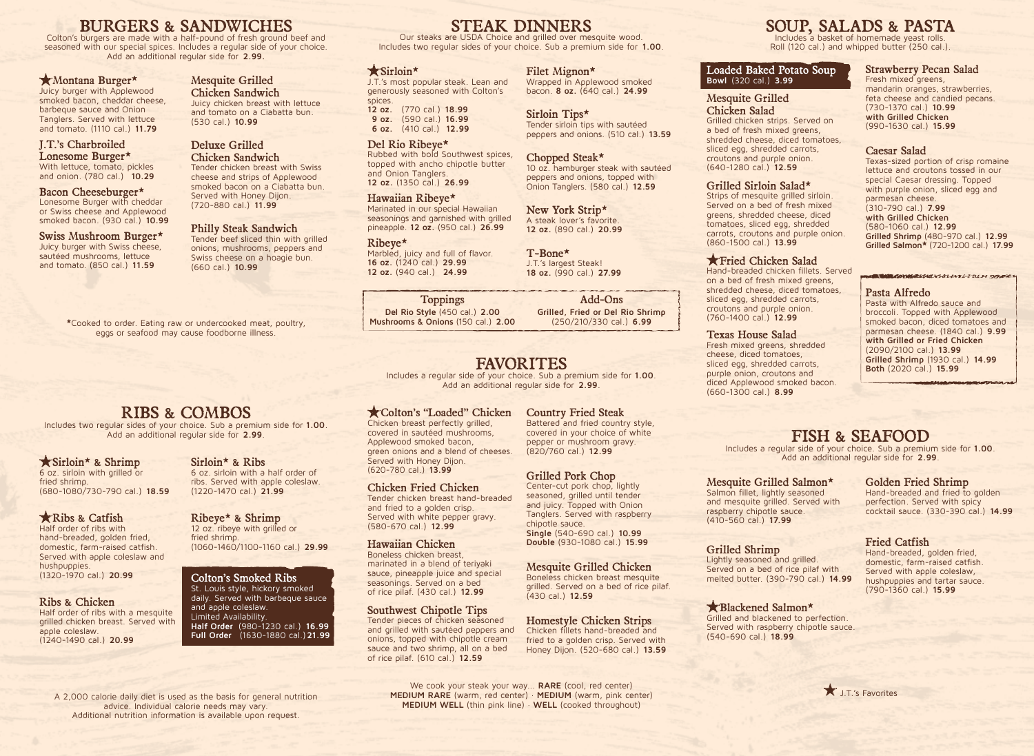## BURGERS & SANDWICHES

Colton's burgers are made with a half-pound of fresh ground beef and seasoned with our special spices. Includes a regular side of your choice. Add an additional regular side for **2.99**.

### ★Montana Burger*

Juicy burger with Applewood smoked bacon, cheddar cheese, barbeque sauce and Onion Tanglers. Served with lettuce and tomato. (1110 cal.) **11.79**

### J.T.'s Charbroiled Lonesome Burger*

With lettuce, tomato, pickles and onion. (780 cal.) **10.29**

### Bacon Cheeseburger*

Lonesome Burger with cheddar or Swiss cheese and Applewood smoked bacon. (930 cal.) **10.99**

### Swiss Mushroom Burger*

Juicy burger with Swiss cheese, sautéed mushrooms, lettuce and tomato. (850 cal.) **11.59**

### Mesquite Grilled Chicken Sandwich

Juicy chicken breast with lettuce and tomato on a Ciabatta bun. (530 cal.) **10.99**

### Deluxe Grilled Chicken Sandwich

Tender chicken breast with Swiss cheese and strips of Applewood smoked bacon on a Ciabatta bun. Served with Honey Dijon. (720-880 cal.) **11.99**

### Philly Steak Sandwich

Tender beef sliced thin with grilled onions, mushrooms, peppers and Swiss cheese on a hoagie bun. (660 cal.) **10.99**

*Cooked to order. Eating raw or undercooked meat, poultry, eggs or seafood may cause foodborne illness.

## RIBS & COMBOS

Includes two regular sides of your choice. Sub a premium side for **1.00**. Add an additional regular side for **2.99**.

### ★Sirloin* & Shrimp

6 oz. sirloin with grilled or fried shrimp. (680-1080/730-790 cal.) **18.59**

### ★Ribs & Catfish

Half order of ribs with hand-breaded, golden fried, domestic, farm-raised catfish. Served with apple coleslaw and hushpuppies. (1320-1970 cal.) **20.99**

### Ribs & Chicken

Half order of ribs with a mesquite grilled chicken breast. Served with apple coleslaw. (1240-1490 cal.) **20.99**

### Sirloin* & Ribs

6 oz. sirloin with a half order of ribs. Served with apple coleslaw. (1220-1470 cal.) **21.99**

### Ribeye* & Shrimp

12 oz. ribeye with grilled or fried shrimp. (1060-1460/1100-1160 cal.) **29.99**

### Colton's Smoked Ribs

St. Louis style, hickory smoked daily. Served with barbeque sauce and apple coleslaw. Limited Availability.
**Half Order** (980-1230 cal.) **16.99**
**Full Order** (1630-1880 cal.) **21.99**

A 2,000 calorie daily diet is used as the basis for general nutrition advice. Individual calorie needs may vary. Additional nutrition information is available upon request.

## STEAK DINNERS

Our steaks are USDA Choice and grilled over mesquite wood. Includes two regular sides of your choice. Sub a premium side for **1.00**.

### ★Sirloin*

J.T.'s most popular steak. Lean and generously seasoned with Colton's spices.
**12 oz.** (770 cal.) **18.99**
**9 oz.** (590 cal.) **16.99**
**6 oz.** (410 cal.) **12.99**

### Del Rio Ribeye*

Rubbed with bold Southwest spices, topped with ancho chipotle butter and Onion Tanglers. **12 oz.** (1350 cal.) **26.99**

### Hawaiian Ribeye*

Marinated in our special Hawaiian seasonings and garnished with grilled pineapple. **12 oz.** (950 cal.) **26.99**

### Ribeye*

Marbled, juicy and full of flavor.
**16 oz.** (1240 cal.) **29.99**
**12 oz.** (940 cal.) **24.99**

### Filet Mignon*

Wrapped in Applewood smoked bacon. **8 oz.** (640 cal.) **24.99**

### Sirloin Tips*

Tender sirloin tips with sautéed peppers and onions. (510 cal.) **13.59**

### Chopped Steak*

10 oz. hamburger steak with sautéed peppers and onions, topped with Onion Tanglers. (580 cal.) **12.59**

### New York Strip*

A steak lover's favorite. **12 oz.** (890 cal.) **20.99**

### T-Bone*

J.T.'s largest Steak! **18 oz.** (990 cal.) **27.99**

**Toppings**
**Del Rio Style** (450 cal.) **2.00**
**Mushrooms & Onions** (150 cal.) **2.00**

**Add-Ons**
**Grilled, Fried or Del Rio Shrimp** (250/210/330 cal.) **6.99**

## FAVORITES

Includes a regular side of your choice. Sub a premium side for **1.00**. Add an additional regular side for **2.99**.

### ★Colton's "Loaded" Chicken

Chicken breast perfectly grilled, covered in sautéed mushrooms, Applewood smoked bacon, green onions and a blend of cheeses. Served with Honey Dijon. (620-780 cal.) **13.99**

### Chicken Fried Chicken

Tender chicken breast hand-breaded and fried to a golden crisp. Served with white pepper gravy. (580-670 cal.) **12.99**

### Hawaiian Chicken

Boneless chicken breast, marinated in a blend of teriyaki sauce, pineapple juice and special seasonings. Served on a bed of rice pilaf. (430 cal.) **12.99**

### Southwest Chipotle Tips

Tender pieces of chicken seasoned and grilled with sautéed peppers and onions, topped with chipotle cream sauce and two shrimp, all on a bed of rice pilaf. (610 cal.) **12.59**

### Country Fried Steak

Battered and fried country style, covered in your choice of white pepper or mushroom gravy. (820/760 cal.) **12.99**

### Grilled Pork Chop

Center-cut pork chop, lightly seasoned, grilled until tender and juicy. Topped with Onion Tanglers. Served with raspberry chipotle sauce.
**Single** (540-690 cal.) **10.99**
**Double** (930-1080 cal.) **15.99**

### Mesquite Grilled Chicken

Boneless chicken breast mesquite grilled. Served on a bed of rice pilaf. (430 cal.) **12.59**

### Homestyle Chicken Strips

Chicken fillets hand-breaded and fried to a golden crisp. Served with Honey Dijon. (520-680 cal.) **13.59**

We cook your steak your way... **RARE** (cool, red center) **MEDIUM RARE** (warm, red center) · **MEDIUM** (warm, pink center) **MEDIUM WELL** (thin pink line) · **WELL** (cooked throughout)

## SOUP, SALADS & PASTA

Includes a basket of homemade yeast rolls. Roll (120 cal.) and whipped butter (250 cal.).

### Loaded Baked Potato Soup

**Bowl** (320 cal.) **3.99**

### Mesquite Grilled Chicken Salad

Grilled chicken strips. Served on a bed of fresh mixed greens, shredded cheese, diced tomatoes, sliced egg, shredded carrots, croutons and purple onion. (640-1280 cal.) **12.59**

### Grilled Sirloin Salad*

Strips of mesquite grilled sirloin. Served on a bed of fresh mixed greens, shredded cheese, diced tomatoes, sliced egg, shredded carrots, croutons and purple onion. (860-1500 cal.) **13.99**

### ★Fried Chicken Salad

Hand-breaded chicken fillets. Served on a bed of fresh mixed greens, shredded cheese, diced tomatoes, sliced egg, shredded carrots, croutons and purple onion. (760-1400 cal.) **12.99**

### Texas House Salad

Fresh mixed greens, shredded cheese, diced tomatoes, sliced egg, shredded carrots, purple onion, croutons and diced Applewood smoked bacon. (660-1300 cal.) **8.99**

### Strawberry Pecan Salad

Fresh mixed greens, mandarin oranges, strawberries, feta cheese and candied pecans. (730-1370 cal.) **10.99**
**with Grilled Chicken** (990-1630 cal.) **15.99**

### Caesar Salad

Texas-sized portion of crisp romaine lettuce and croutons tossed in our special Caesar dressing. Topped with purple onion, sliced egg and parmesan cheese. (310-790 cal.) **7.99**
**with Grilled Chicken** (580-1060 cal.) **12.99**
**Grilled Shrimp** (480-970 cal.) **12.99**
**Grilled Salmon*** (720-1200 cal.) **17.99**

### Pasta Alfredo

Pasta with Alfredo sauce and broccoli. Topped with Applewood smoked bacon, diced tomatoes and parmesan cheese. (1840 cal.) **9.99**
**with Grilled or Fried Chicken** (2090/2100 cal.) **13.99**
**Grilled Shrimp** (1930 cal.) **14.99**
**Both** (2020 cal.) **15.99**

## FISH & SEAFOOD

Includes a regular side of your choice. Sub a premium side for **1.00**. Add an additional regular side for **2.99**.

### Mesquite Grilled Salmon*

Salmon fillet, lightly seasoned and mesquite grilled. Served with raspberry chipotle sauce. (410-560 cal.) **17.99**

### Grilled Shrimp

Lightly seasoned and grilled. Served on a bed of rice pilaf with melted butter. (390-790 cal.) **14.99**

### ★Blackened Salmon*

Grilled and blackened to perfection. Served with raspberry chipotle sauce. (540-690 cal.) **18.99**

### Golden Fried Shrimp

Hand-breaded and fried to golden perfection. Served with spicy cocktail sauce. (330-390 cal.) **14.99**

### Fried Catfish

Hand-breaded, golden fried, domestic, farm-raised catfish. Served with apple coleslaw, hushpuppies and tartar sauce. (790-1360 cal.) **15.99**

★ J.T.'s Favorites